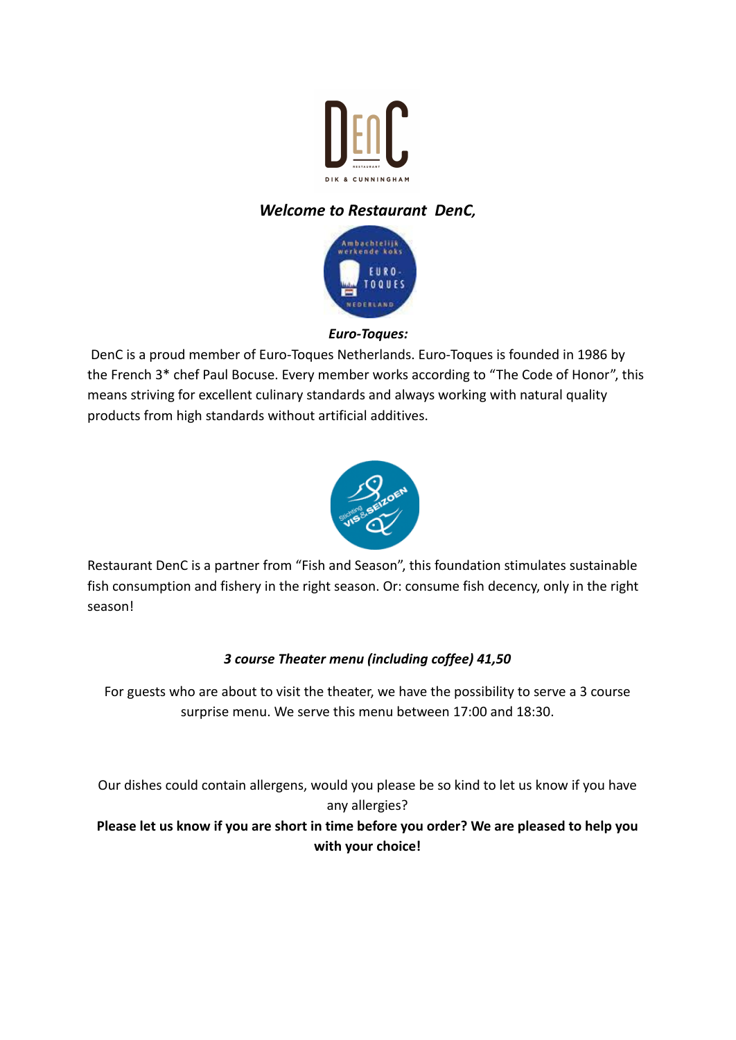***Welcome to Restaurant DenC,***

***Euro-Toques:***

DenC is a proud member of Euro-Toques Netherlands. Euro-Toques is founded in 1986 by the French 3* chef Paul Bocuse. Every member works according to “The Code of Honor”, this means striving for excellent culinary standards and always working with natural quality products from high standards without artificial additives.

Restaurant DenC is a partner from “Fish and Season”, this foundation stimulates sustainable fish consumption and fishery in the right season. Or: consume fish decency, only in the right season!

***3 course Theater menu (including coffee) 41,50***

For guests who are about to visit the theater, we have the possibility to serve a 3 course surprise menu. We serve this menu between 17:00 and 18:30.

Our dishes could contain allergens, would you please be so kind to let us know if you have any allergies?

**Please let us know if you are short in time before you order? We are pleased to help you with your choice!**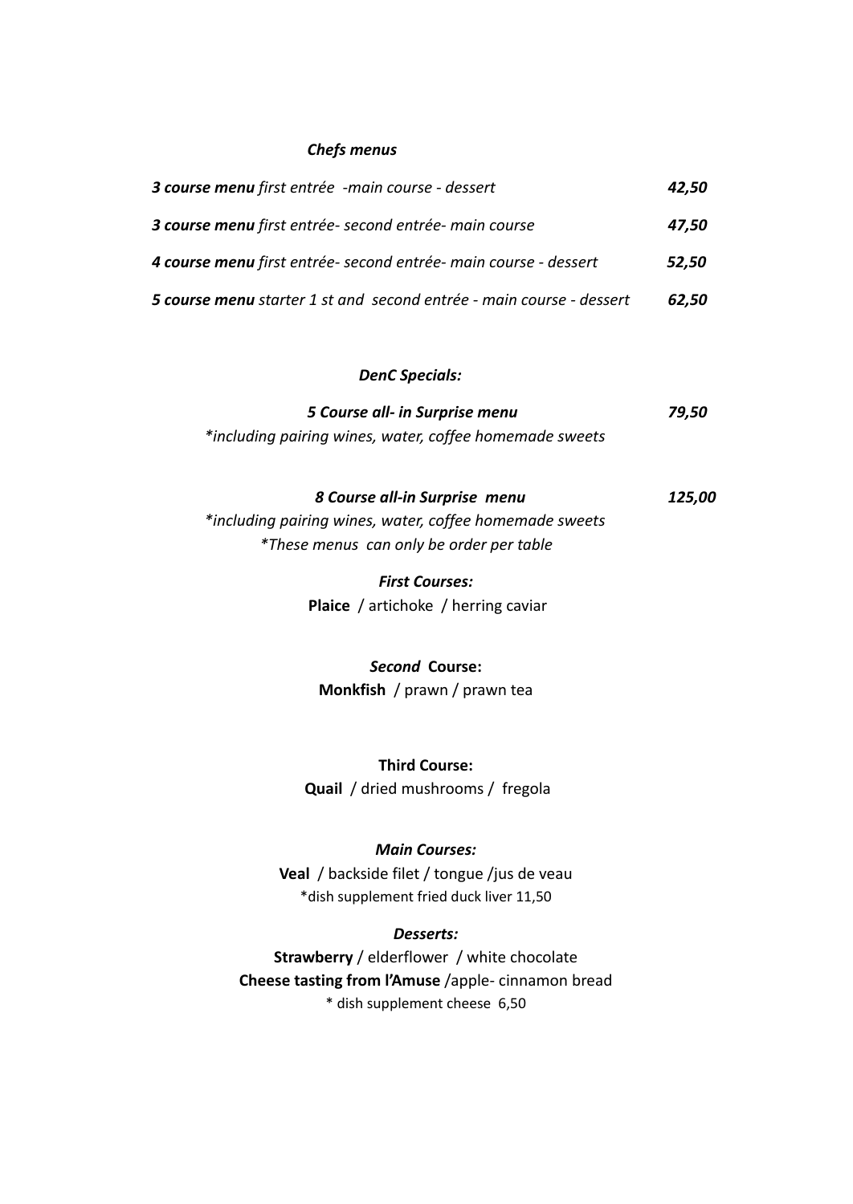### *Chefs menus*

| | |
|---|---|
| ***3 course menu*** *first entrée -main course - dessert* | ***42,50*** |
| ***3 course menu*** *first entrée- second entrée- main course* | ***47,50*** |
| ***4 course menu*** *first entrée- second entrée- main course - dessert* | ***52,50*** |
| ***5 course menu*** *starter 1 st and second entrée - main course - dessert* | ***62,50*** |

### *DenC Specials:*

***5 Course all- in Surprise menu*** ***79,50***

*\*including pairing wines, water, coffee homemade sweets*

***8 Course all-in Surprise menu*** ***125,00***

*\*including pairing wines, water, coffee homemade sweets*

*\*These menus can only be order per table*

### *First Courses:*

**Plaice** / artichoke / herring caviar

### *Second* **Course:**

**Monkfish** / prawn / prawn tea

### **Third Course:**

**Quail** / dried mushrooms / fregola

### *Main Courses:*

**Veal** / backside filet / tongue /jus de veau

\*dish supplement fried duck liver 11,50

### *Desserts:*

**Strawberry** / elderflower / white chocolate

**Cheese tasting from l'Amuse** /apple- cinnamon bread

\* dish supplement cheese 6,50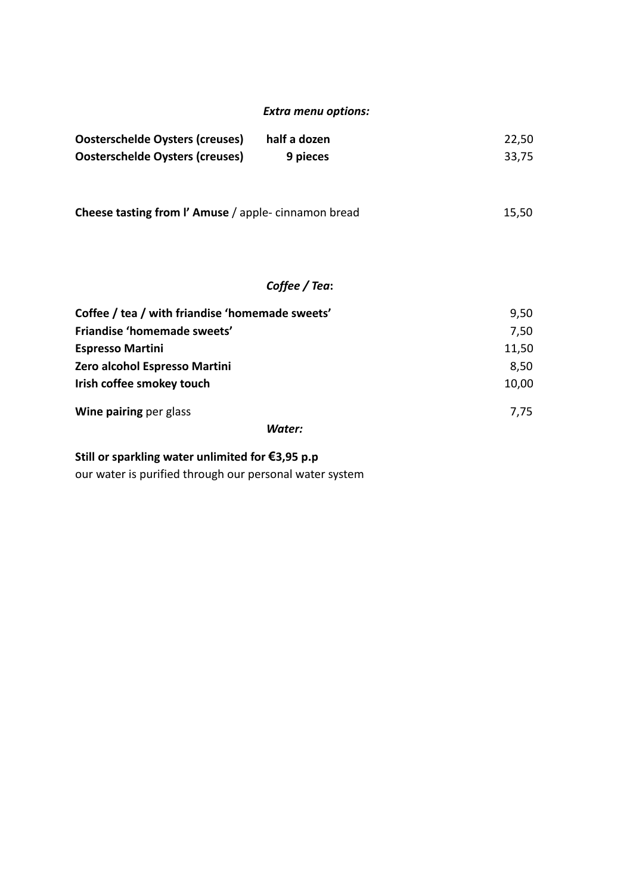***Extra menu options:***

| | | |
|---|---|---|
| **Oosterschelde Oysters (creuses)** | **half a dozen** | 22,50 |
| **Oosterschelde Oysters (creuses)** | **9 pieces** | 33,75 |

| | |
|---|---|
| **Cheese tasting from l' Amuse** / apple- cinnamon bread | 15,50 |

***Coffee / Tea*:**

| | |
|---|---|
| **Coffee / tea / with friandise 'homemade sweets'** | 9,50 |
| **Friandise 'homemade sweets'** | 7,50 |
| **Espresso Martini** | 11,50 |
| **Zero alcohol Espresso Martini** | 8,50 |
| **Irish coffee smokey touch** | 10,00 |
| **Wine pairing** per glass | 7,75 |

***Water:***

**Still or sparkling water unlimited for €3,95 p.p**
our water is purified through our personal water system